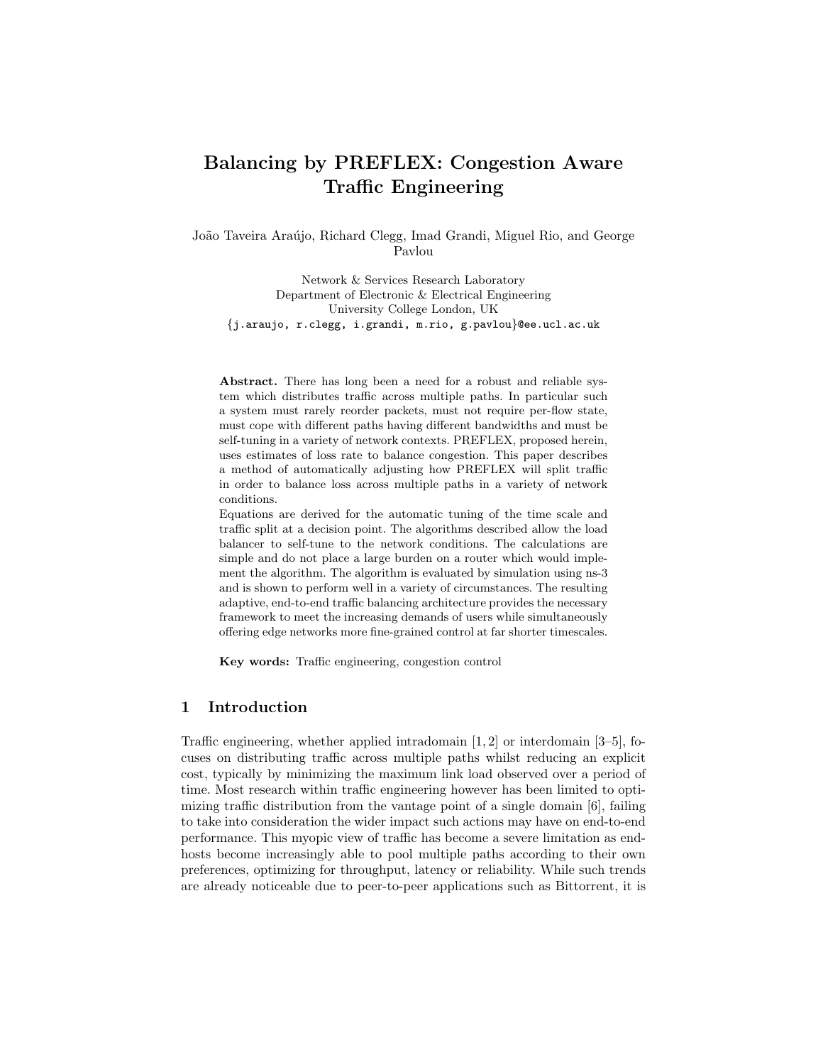# Balancing by PREFLEX: Congestion Aware Traffic Engineering

João Taveira Araújo, Richard Clegg, Imad Grandi, Miguel Rio, and George Pavlou

Network & Services Research Laboratory
Department of Electronic & Electrical Engineering
University College London, UK
{j.araujo, r.clegg, i.grandi, m.rio, g.pavlou}@ee.ucl.ac.uk

**Abstract.** There has long been a need for a robust and reliable system which distributes traffic across multiple paths. In particular such a system must rarely reorder packets, must not require per-flow state, must cope with different paths having different bandwidths and must be self-tuning in a variety of network contexts. PREFLEX, proposed herein, uses estimates of loss rate to balance congestion. This paper describes a method of automatically adjusting how PREFLEX will split traffic in order to balance loss across multiple paths in a variety of network conditions.

Equations are derived for the automatic tuning of the time scale and traffic split at a decision point. The algorithms described allow the load balancer to self-tune to the network conditions. The calculations are simple and do not place a large burden on a router which would implement the algorithm. The algorithm is evaluated by simulation using ns-3 and is shown to perform well in a variety of circumstances. The resulting adaptive, end-to-end traffic balancing architecture provides the necessary framework to meet the increasing demands of users while simultaneously offering edge networks more fine-grained control at far shorter timescales.

**Key words:** Traffic engineering, congestion control

## 1 Introduction

Traffic engineering, whether applied intradomain [1, 2] or interdomain [3–5], focuses on distributing traffic across multiple paths whilst reducing an explicit cost, typically by minimizing the maximum link load observed over a period of time. Most research within traffic engineering however has been limited to optimizing traffic distribution from the vantage point of a single domain [6], failing to take into consideration the wider impact such actions may have on end-to-end performance. This myopic view of traffic has become a severe limitation as end-hosts become increasingly able to pool multiple paths according to their own preferences, optimizing for throughput, latency or reliability. While such trends are already noticeable due to peer-to-peer applications such as Bittorrent, it is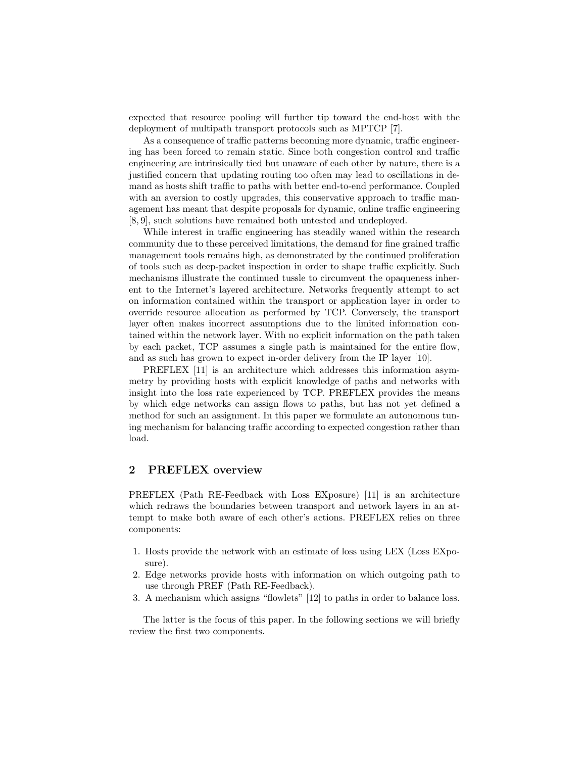expected that resource pooling will further tip toward the end-host with the deployment of multipath transport protocols such as MPTCP [7].

As a consequence of traffic patterns becoming more dynamic, traffic engineering has been forced to remain static. Since both congestion control and traffic engineering are intrinsically tied but unaware of each other by nature, there is a justified concern that updating routing too often may lead to oscillations in demand as hosts shift traffic to paths with better end-to-end performance. Coupled with an aversion to costly upgrades, this conservative approach to traffic management has meant that despite proposals for dynamic, online traffic engineering [8, 9], such solutions have remained both untested and undeployed.

While interest in traffic engineering has steadily waned within the research community due to these perceived limitations, the demand for fine grained traffic management tools remains high, as demonstrated by the continued proliferation of tools such as deep-packet inspection in order to shape traffic explicitly. Such mechanisms illustrate the continued tussle to circumvent the opaqueness inherent to the Internet's layered architecture. Networks frequently attempt to act on information contained within the transport or application layer in order to override resource allocation as performed by TCP. Conversely, the transport layer often makes incorrect assumptions due to the limited information contained within the network layer. With no explicit information on the path taken by each packet, TCP assumes a single path is maintained for the entire flow, and as such has grown to expect in-order delivery from the IP layer [10].

PREFLEX [11] is an architecture which addresses this information asymmetry by providing hosts with explicit knowledge of paths and networks with insight into the loss rate experienced by TCP. PREFLEX provides the means by which edge networks can assign flows to paths, but has not yet defined a method for such an assignment. In this paper we formulate an autonomous tuning mechanism for balancing traffic according to expected congestion rather than load.

## 2 PREFLEX overview

PREFLEX (Path RE-Feedback with Loss EXposure) [11] is an architecture which redraws the boundaries between transport and network layers in an attempt to make both aware of each other's actions. PREFLEX relies on three components:

1. Hosts provide the network with an estimate of loss using LEX (Loss EXposure).
2. Edge networks provide hosts with information on which outgoing path to use through PREF (Path RE-Feedback).
3. A mechanism which assigns "flowlets" [12] to paths in order to balance loss.

The latter is the focus of this paper. In the following sections we will briefly review the first two components.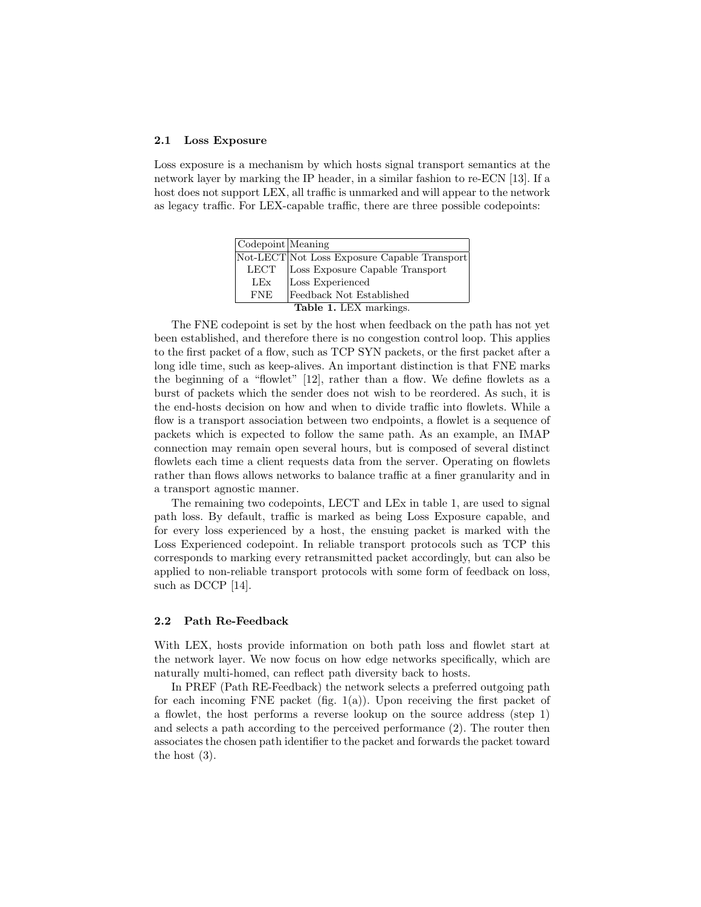### 2.1 Loss Exposure

Loss exposure is a mechanism by which hosts signal transport semantics at the network layer by marking the IP header, in a similar fashion to re-ECN [13]. If a host does not support LEX, all traffic is unmarked and will appear to the network as legacy traffic. For LEX-capable traffic, there are three possible codepoints:

| Codepoint | Meaning |
|---|---|
| Not-LECT | Not Loss Exposure Capable Transport |
| LECT | Loss Exposure Capable Transport |
| LEx | Loss Experienced |
| FNE | Feedback Not Established |

**Table 1.** LEX markings.

The FNE codepoint is set by the host when feedback on the path has not yet been established, and therefore there is no congestion control loop. This applies to the first packet of a flow, such as TCP SYN packets, or the first packet after a long idle time, such as keep-alives. An important distinction is that FNE marks the beginning of a "flowlet" [12], rather than a flow. We define flowlets as a burst of packets which the sender does not wish to be reordered. As such, it is the end-hosts decision on how and when to divide traffic into flowlets. While a flow is a transport association between two endpoints, a flowlet is a sequence of packets which is expected to follow the same path. As an example, an IMAP connection may remain open several hours, but is composed of several distinct flowlets each time a client requests data from the server. Operating on flowlets rather than flows allows networks to balance traffic at a finer granularity and in a transport agnostic manner.

The remaining two codepoints, LECT and LEx in table 1, are used to signal path loss. By default, traffic is marked as being Loss Exposure capable, and for every loss experienced by a host, the ensuing packet is marked with the Loss Experienced codepoint. In reliable transport protocols such as TCP this corresponds to marking every retransmitted packet accordingly, but can also be applied to non-reliable transport protocols with some form of feedback on loss, such as DCCP [14].

### 2.2 Path Re-Feedback

With LEX, hosts provide information on both path loss and flowlet start at the network layer. We now focus on how edge networks specifically, which are naturally multi-homed, can reflect path diversity back to hosts.

In PREF (Path RE-Feedback) the network selects a preferred outgoing path for each incoming FNE packet (fig. 1(a)). Upon receiving the first packet of a flowlet, the host performs a reverse lookup on the source address (step 1) and selects a path according to the perceived performance (2). The router then associates the chosen path identifier to the packet and forwards the packet toward the host (3).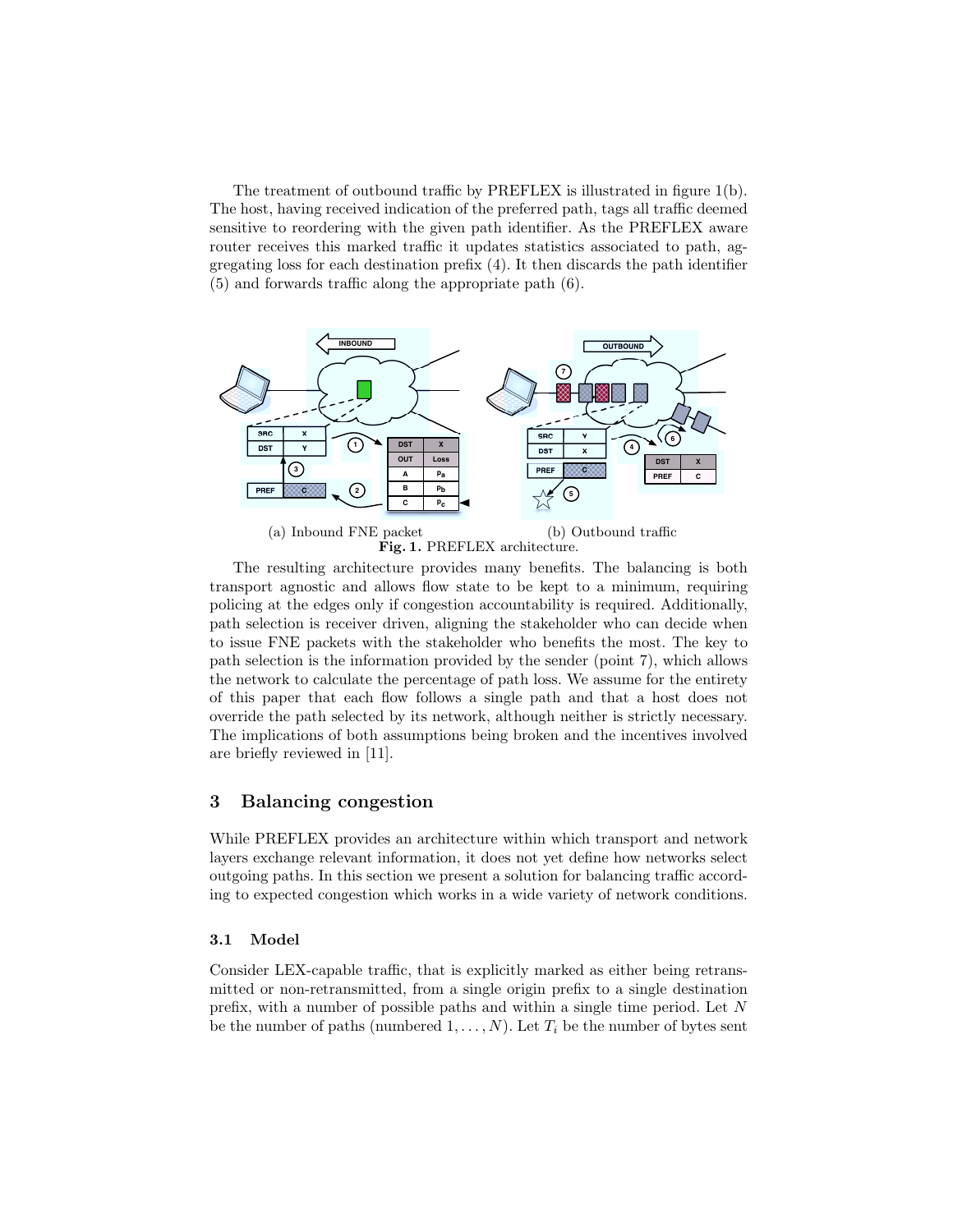The treatment of outbound traffic by PREFLEX is illustrated in figure 1(b). The host, having received indication of the preferred path, tags all traffic deemed sensitive to reordering with the given path identifier. As the PREFLEX aware router receives this marked traffic it updates statistics associated to path, aggregating loss for each destination prefix (4). It then discards the path identifier (5) and forwards traffic along the appropriate path (6).

(a) Inbound FNE packet (b) Outbound traffic

**Fig. 1.** PREFLEX architecture.

The resulting architecture provides many benefits. The balancing is both transport agnostic and allows flow state to be kept to a minimum, requiring policing at the edges only if congestion accountability is required. Additionally, path selection is receiver driven, aligning the stakeholder who can decide when to issue FNE packets with the stakeholder who benefits the most. The key to path selection is the information provided by the sender (point 7), which allows the network to calculate the percentage of path loss. We assume for the entirety of this paper that each flow follows a single path and that a host does not override the path selected by its network, although neither is strictly necessary. The implications of both assumptions being broken and the incentives involved are briefly reviewed in [11].

## 3 Balancing congestion

While PREFLEX provides an architecture within which transport and network layers exchange relevant information, it does not yet define how networks select outgoing paths. In this section we present a solution for balancing traffic according to expected congestion which works in a wide variety of network conditions.

### 3.1 Model

Consider LEX-capable traffic, that is explicitly marked as either being retransmitted or non-retransmitted, from a single origin prefix to a single destination prefix, with a number of possible paths and within a single time period. Let $N$ be the number of paths (numbered $1, \ldots, N$). Let $T_i$ be the number of bytes sent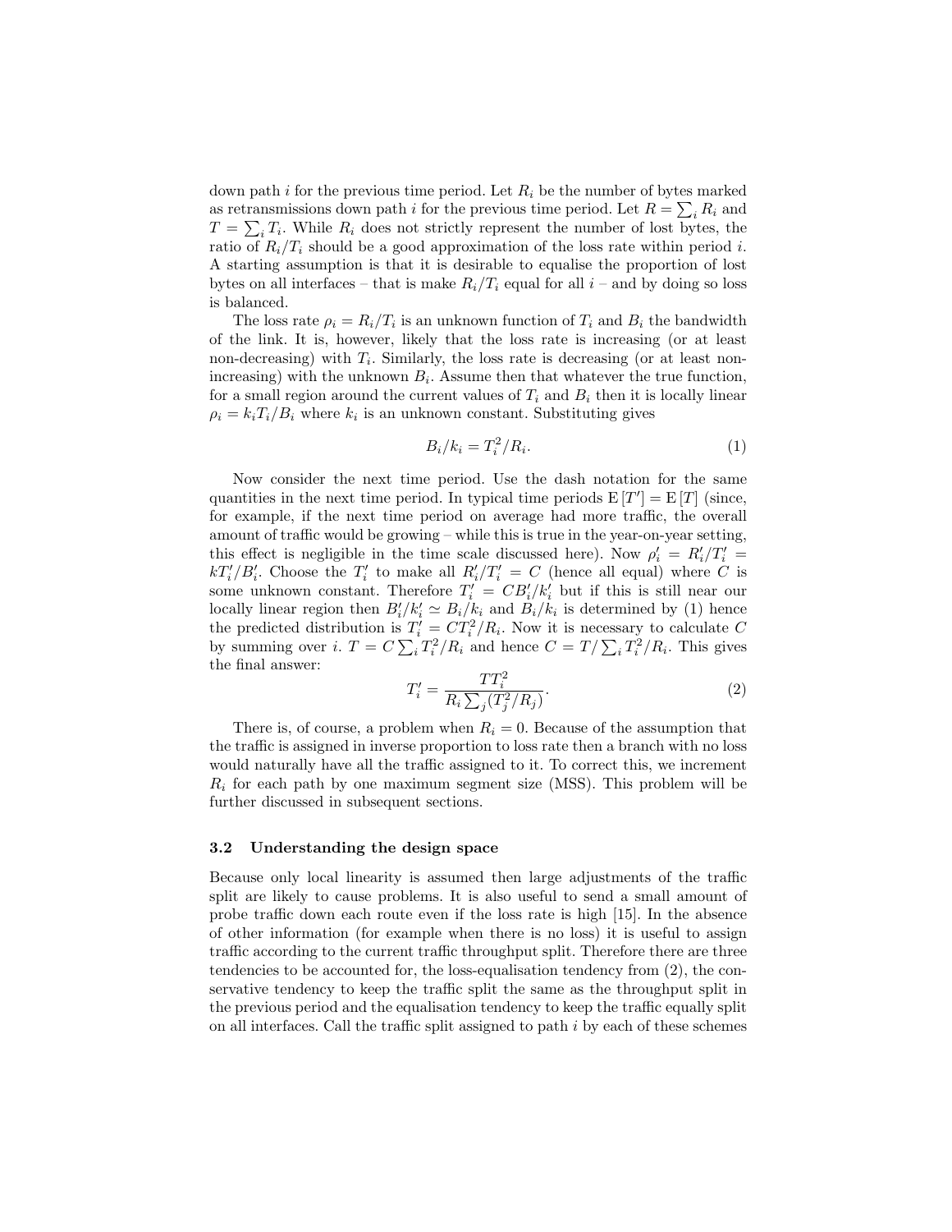down path $i$ for the previous time period. Let $R_i$ be the number of bytes marked as retransmissions down path $i$ for the previous time period. Let $R = \sum_i R_i$ and $T = \sum_i T_i$. While $R_i$ does not strictly represent the number of lost bytes, the ratio of $R_i/T_i$ should be a good approximation of the loss rate within period $i$. A starting assumption is that it is desirable to equalise the proportion of lost bytes on all interfaces – that is make $R_i/T_i$ equal for all $i$ – and by doing so loss is balanced.

The loss rate $\rho_i = R_i/T_i$ is an unknown function of $T_i$ and $B_i$ the bandwidth of the link. It is, however, likely that the loss rate is increasing (or at least non-decreasing) with $T_i$. Similarly, the loss rate is decreasing (or at least non-increasing) with the unknown $B_i$. Assume then that whatever the true function, for a small region around the current values of $T_i$ and $B_i$ then it is locally linear $\rho_i = k_i T_i / B_i$ where $k_i$ is an unknown constant. Substituting gives

$$B_i/k_i = T_i^2/R_i. \tag{1}$$

Now consider the next time period. Use the dash notation for the same quantities in the next time period. In typical time periods $\mathrm{E}[T'] = \mathrm{E}[T]$ (since, for example, if the next time period on average had more traffic, the overall amount of traffic would be growing – while this is true in the year-on-year setting, this effect is negligible in the time scale discussed here). Now $\rho'_i = R'_i/T'_i = kT'_i/B'_i$. Choose the $T'_i$ to make all $R'_i/T'_i = C$ (hence all equal) where $C$ is some unknown constant. Therefore $T'_i = CB'_i/k'_i$ but if this is still near our locally linear region then $B'_i/k'_i \simeq B_i/k_i$ and $B_i/k_i$ is determined by (1) hence the predicted distribution is $T'_i = CT_i^2/R_i$. Now it is necessary to calculate $C$ by summing over $i$. $T = C\sum_i T_i^2/R_i$ and hence $C = T/\sum_i T_i^2/R_i$. This gives the final answer:

$$T'_i = \frac{TT_i^2}{R_i \sum_j (T_j^2/R_j)}. \tag{2}$$

There is, of course, a problem when $R_i = 0$. Because of the assumption that the traffic is assigned in inverse proportion to loss rate then a branch with no loss would naturally have all the traffic assigned to it. To correct this, we increment $R_i$ for each path by one maximum segment size (MSS). This problem will be further discussed in subsequent sections.

### 3.2 Understanding the design space

Because only local linearity is assumed then large adjustments of the traffic split are likely to cause problems. It is also useful to send a small amount of probe traffic down each route even if the loss rate is high [15]. In the absence of other information (for example when there is no loss) it is useful to assign traffic according to the current traffic throughput split. Therefore there are three tendencies to be accounted for, the loss-equalisation tendency from (2), the conservative tendency to keep the traffic split the same as the throughput split in the previous period and the equalisation tendency to keep the traffic equally split on all interfaces. Call the traffic split assigned to path $i$ by each of these schemes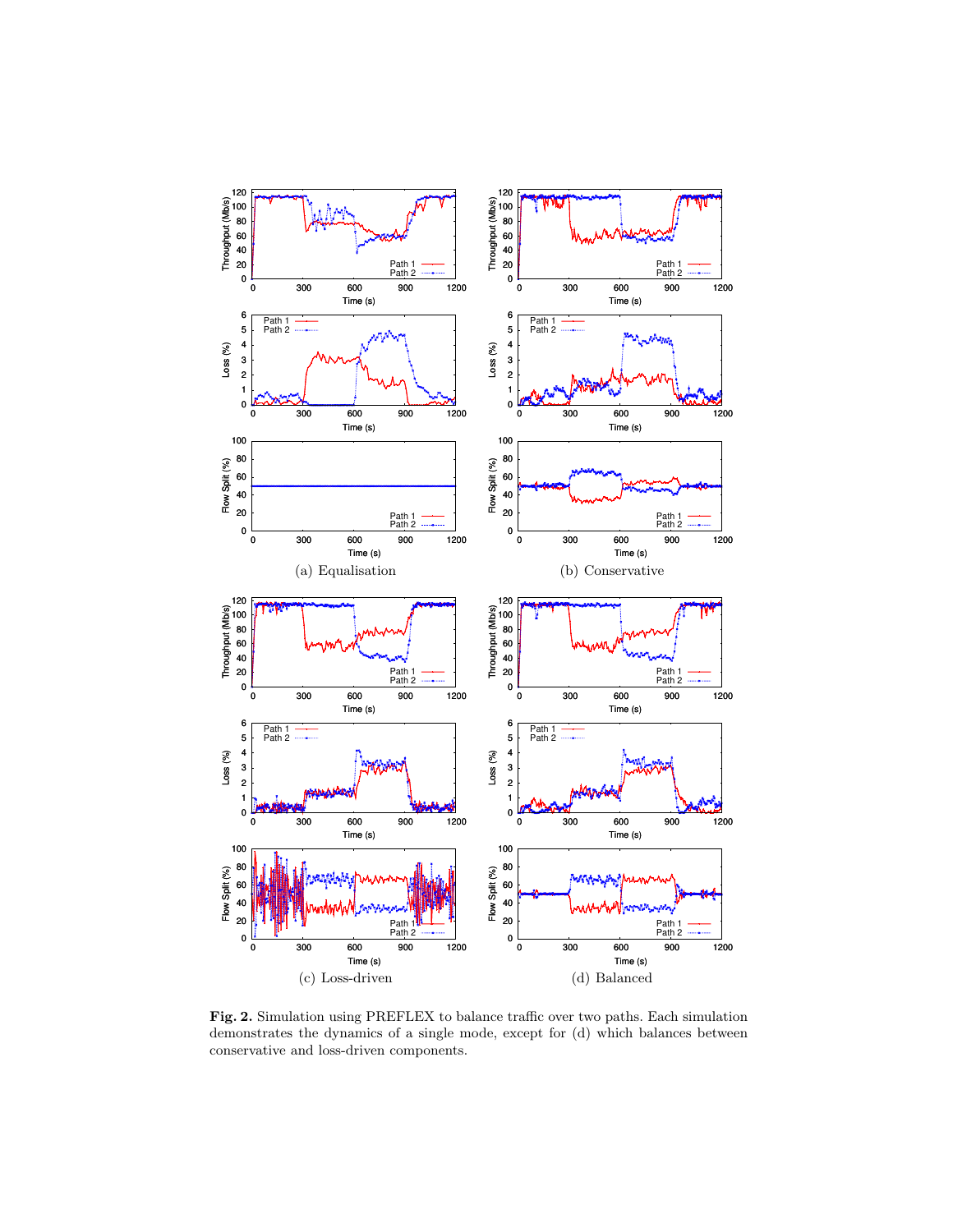(a) Equalisation

(b) Conservative

(c) Loss-driven

(d) Balanced

**Fig. 2.** Simulation using PREFLEX to balance traffic over two paths. Each simulation demonstrates the dynamics of a single mode, except for (d) which balances between conservative and loss-driven components.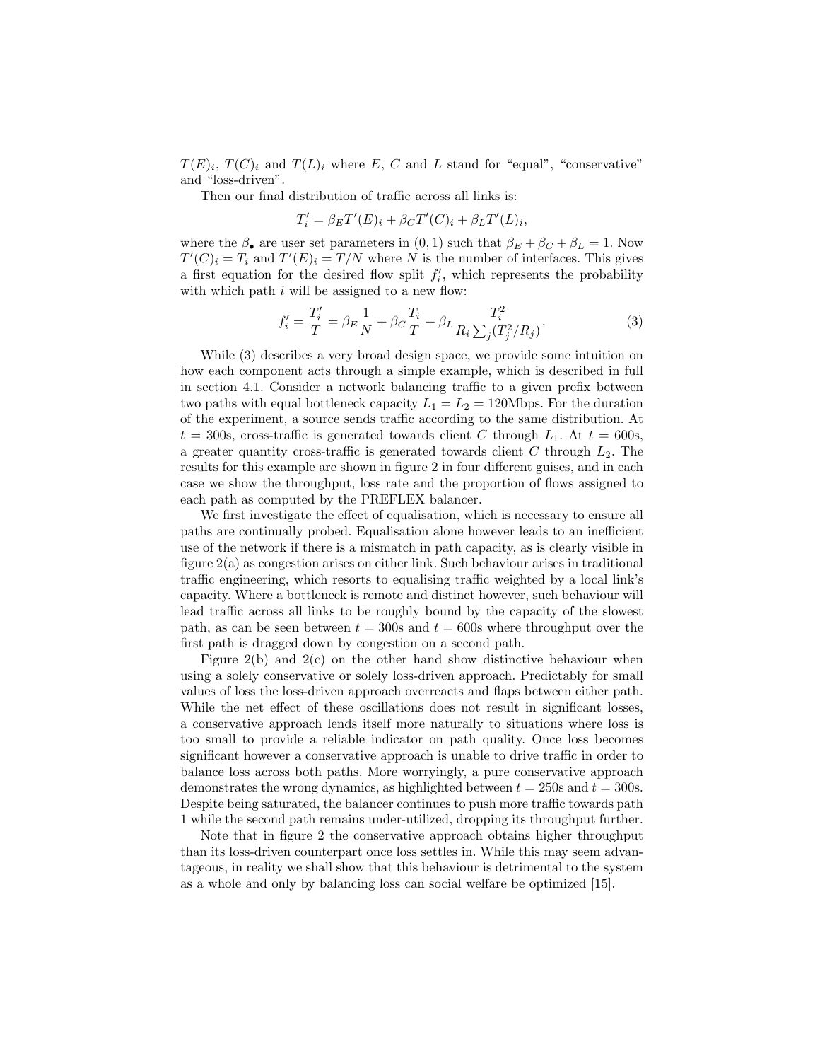$T(E)_i$, $T(C)_i$ and $T(L)_i$ where $E$, $C$ and $L$ stand for "equal", "conservative" and "loss-driven".

Then our final distribution of traffic across all links is:

$$T'_i = \beta_E T'(E)_i + \beta_C T'(C)_i + \beta_L T'(L)_i,$$

where the $\beta_\bullet$ are user set parameters in $(0, 1)$ such that $\beta_E + \beta_C + \beta_L = 1$. Now $T'(C)_i = T_i$ and $T'(E)_i = T/N$ where $N$ is the number of interfaces. This gives a first equation for the desired flow split $f'_i$, which represents the probability with which path $i$ will be assigned to a new flow:

$$f'_i = \frac{T'_i}{T} = \beta_E \frac{1}{N} + \beta_C \frac{T_i}{T} + \beta_L \frac{T_i^2}{R_i \sum_j (T_j^2 / R_j)}. \tag{3}$$

While (3) describes a very broad design space, we provide some intuition on how each component acts through a simple example, which is described in full in section 4.1. Consider a network balancing traffic to a given prefix between two paths with equal bottleneck capacity $L_1 = L_2 = 120$Mbps. For the duration of the experiment, a source sends traffic according to the same distribution. At $t = 300$s, cross-traffic is generated towards client $C$ through $L_1$. At $t = 600$s, a greater quantity cross-traffic is generated towards client $C$ through $L_2$. The results for this example are shown in figure 2 in four different guises, and in each case we show the throughput, loss rate and the proportion of flows assigned to each path as computed by the PREFLEX balancer.

We first investigate the effect of equalisation, which is necessary to ensure all paths are continually probed. Equalisation alone however leads to an inefficient use of the network if there is a mismatch in path capacity, as is clearly visible in figure 2(a) as congestion arises on either link. Such behaviour arises in traditional traffic engineering, which resorts to equalising traffic weighted by a local link's capacity. Where a bottleneck is remote and distinct however, such behaviour will lead traffic across all links to be roughly bound by the capacity of the slowest path, as can be seen between $t = 300$s and $t = 600$s where throughput over the first path is dragged down by congestion on a second path.

Figure 2(b) and 2(c) on the other hand show distinctive behaviour when using a solely conservative or solely loss-driven approach. Predictably for small values of loss the loss-driven approach overreacts and flaps between either path. While the net effect of these oscillations does not result in significant losses, a conservative approach lends itself more naturally to situations where loss is too small to provide a reliable indicator on path quality. Once loss becomes significant however a conservative approach is unable to drive traffic in order to balance loss across both paths. More worryingly, a pure conservative approach demonstrates the wrong dynamics, as highlighted between $t = 250$s and $t = 300$s. Despite being saturated, the balancer continues to push more traffic towards path 1 while the second path remains under-utilized, dropping its throughput further.

Note that in figure 2 the conservative approach obtains higher throughput than its loss-driven counterpart once loss settles in. While this may seem advantageous, in reality we shall show that this behaviour is detrimental to the system as a whole and only by balancing loss can social welfare be optimized [15].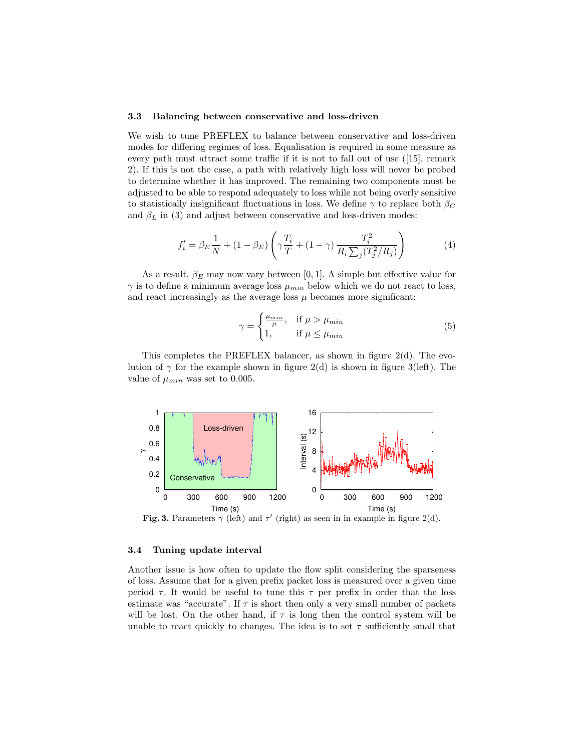### 3.3 Balancing between conservative and loss-driven

We wish to tune PREFLEX to balance between conservative and loss-driven modes for differing regimes of loss. Equalisation is required in some measure as every path must attract some traffic if it is not to fall out of use ([15], remark 2). If this is not the case, a path with relatively high loss will never be probed to determine whether it has improved. The remaining two components must be adjusted to be able to respond adequately to loss while not being overly sensitive to statistically insignificant fluctuations in loss. We define $\gamma$ to replace both $\beta_C$ and $\beta_L$ in (3) and adjust between conservative and loss-driven modes:

$$f'_i = \beta_E \frac{1}{N} + (1 - \beta_E) \left( \gamma \frac{T_i}{T} + (1 - \gamma) \frac{T_i^2}{R_i \sum_j (T_j^2 / R_j)} \right) \tag{4}$$

As a result, $\beta_E$ may now vary between $[0, 1]$. A simple but effective value for $\gamma$ is to define a minimum average loss $\mu_{min}$ below which we do not react to loss, and react increasingly as the average loss $\mu$ becomes more significant:

$$\gamma = \begin{cases} \frac{\mu_{min}}{\mu}, & \text{if } \mu > \mu_{min} \\ 1, & \text{if } \mu \le \mu_{min} \end{cases} \tag{5}$$

This completes the PREFLEX balancer, as shown in figure 2(d). The evolution of $\gamma$ for the example shown in figure 2(d) is shown in figure 3(left). The value of $\mu_{min}$ was set to 0.005.

**Fig. 3.** Parameters $\gamma$ (left) and $\tau'$ (right) as seen in in example in figure 2(d).

### 3.4 Tuning update interval

Another issue is how often to update the flow split considering the sparseness of loss. Assume that for a given prefix packet loss is measured over a given time period $\tau$. It would be useful to tune this $\tau$ per prefix in order that the loss estimate was "accurate". If $\tau$ is short then only a very small number of packets will be lost. On the other hand, if $\tau$ is long then the control system will be unable to react quickly to changes. The idea is to set $\tau$ sufficiently small that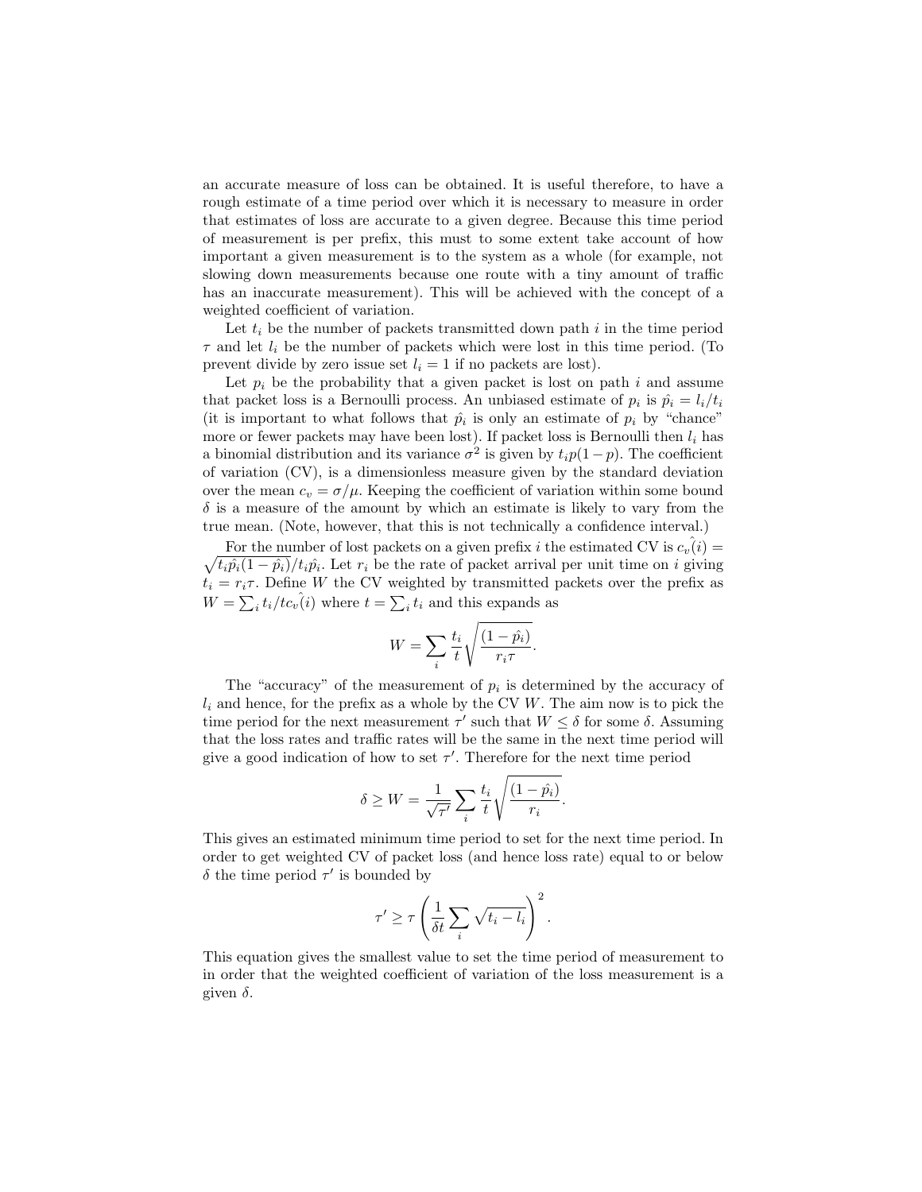an accurate measure of loss can be obtained. It is useful therefore, to have a rough estimate of a time period over which it is necessary to measure in order that estimates of loss are accurate to a given degree. Because this time period of measurement is per prefix, this must to some extent take account of how important a given measurement is to the system as a whole (for example, not slowing down measurements because one route with a tiny amount of traffic has an inaccurate measurement). This will be achieved with the concept of a weighted coefficient of variation.

Let $t_i$ be the number of packets transmitted down path $i$ in the time period $\tau$ and let $l_i$ be the number of packets which were lost in this time period. (To prevent divide by zero issue set $l_i = 1$ if no packets are lost).

Let $p_i$ be the probability that a given packet is lost on path $i$ and assume that packet loss is a Bernoulli process. An unbiased estimate of $p_i$ is $\hat{p_i} = l_i/t_i$ (it is important to what follows that $\hat{p_i}$ is only an estimate of $p_i$ by "chance" more or fewer packets may have been lost). If packet loss is Bernoulli then $l_i$ has a binomial distribution and its variance $\sigma^2$ is given by $t_i p(1-p)$. The coefficient of variation (CV), is a dimensionless measure given by the standard deviation over the mean $c_v = \sigma/\mu$. Keeping the coefficient of variation within some bound $\delta$ is a measure of the amount by which an estimate is likely to vary from the true mean. (Note, however, that this is not technically a confidence interval.)

For the number of lost packets on a given prefix $i$ the estimated CV is $\hat{c_v(i)} = \sqrt{t_i\hat{p_i}(1-\hat{p_i})}/t_i\hat{p_i}$. Let $r_i$ be the rate of packet arrival per unit time on $i$ giving $t_i = r_i\tau$. Define $W$ the CV weighted by transmitted packets over the prefix as $W = \sum_i t_i/t\hat{c_v(i)}$ where $t = \sum_i t_i$ and this expands as

$$W = \sum_i \frac{t_i}{t}\sqrt{\frac{(1-\hat{p_i})}{r_i\tau}}.$$

The "accuracy" of the measurement of $p_i$ is determined by the accuracy of $l_i$ and hence, for the prefix as a whole by the CV $W$. The aim now is to pick the time period for the next measurement $\tau'$ such that $W \leq \delta$ for some $\delta$. Assuming that the loss rates and traffic rates will be the same in the next time period will give a good indication of how to set $\tau'$. Therefore for the next time period

$$\delta \geq W = \frac{1}{\sqrt{\tau'}}\sum_i \frac{t_i}{t}\sqrt{\frac{(1-\hat{p_i})}{r_i}}.$$

This gives an estimated minimum time period to set for the next time period. In order to get weighted CV of packet loss (and hence loss rate) equal to or below $\delta$ the time period $\tau'$ is bounded by

$$\tau' \geq \tau\left(\frac{1}{\delta t}\sum_i \sqrt{t_i - l_i}\right)^2.$$

This equation gives the smallest value to set the time period of measurement to in order that the weighted coefficient of variation of the loss measurement is a given $\delta$.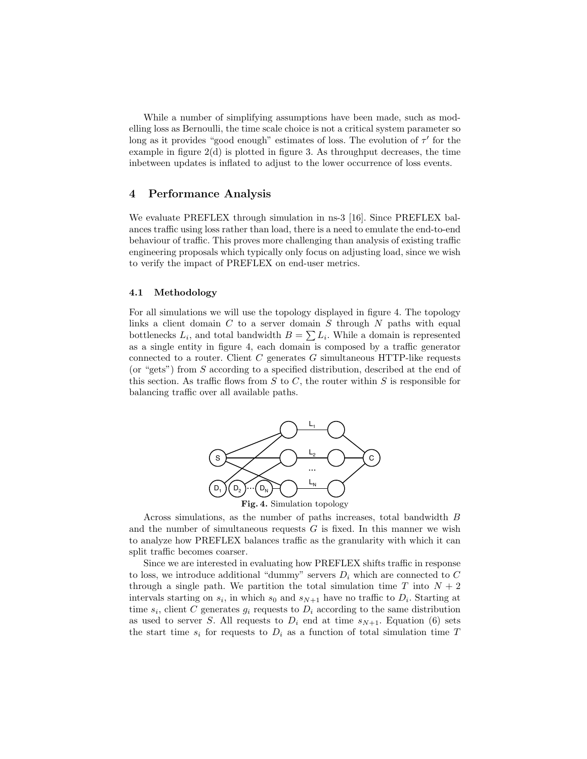While a number of simplifying assumptions have been made, such as modelling loss as Bernoulli, the time scale choice is not a critical system parameter so long as it provides "good enough" estimates of loss. The evolution of $\tau'$ for the example in figure 2(d) is plotted in figure 3. As throughput decreases, the time inbetween updates is inflated to adjust to the lower occurrence of loss events.

## 4 Performance Analysis

We evaluate PREFLEX through simulation in ns-3 [16]. Since PREFLEX balances traffic using loss rather than load, there is a need to emulate the end-to-end behaviour of traffic. This proves more challenging than analysis of existing traffic engineering proposals which typically only focus on adjusting load, since we wish to verify the impact of PREFLEX on end-user metrics.

### 4.1 Methodology

For all simulations we will use the topology displayed in figure 4. The topology links a client domain $C$ to a server domain $S$ through $N$ paths with equal bottlenecks $L_i$, and total bandwidth $B = \sum L_i$. While a domain is represented as a single entity in figure 4, each domain is composed by a traffic generator connected to a router. Client $C$ generates $G$ simultaneous HTTP-like requests (or "gets") from $S$ according to a specified distribution, described at the end of this section. As traffic flows from $S$ to $C$, the router within $S$ is responsible for balancing traffic over all available paths.

**Fig. 4.** Simulation topology

Across simulations, as the number of paths increases, total bandwidth $B$ and the number of simultaneous requests $G$ is fixed. In this manner we wish to analyze how PREFLEX balances traffic as the granularity with which it can split traffic becomes coarser.

Since we are interested in evaluating how PREFLEX shifts traffic in response to loss, we introduce additional "dummy" servers $D_i$ which are connected to $C$ through a single path. We partition the total simulation time $T$ into $N + 2$ intervals starting on $s_i$, in which $s_0$ and $s_{N+1}$ have no traffic to $D_i$. Starting at time $s_i$, client $C$ generates $g_i$ requests to $D_i$ according to the same distribution as used to server $S$. All requests to $D_i$ end at time $s_{N+1}$. Equation (6) sets the start time $s_i$ for requests to $D_i$ as a function of total simulation time $T$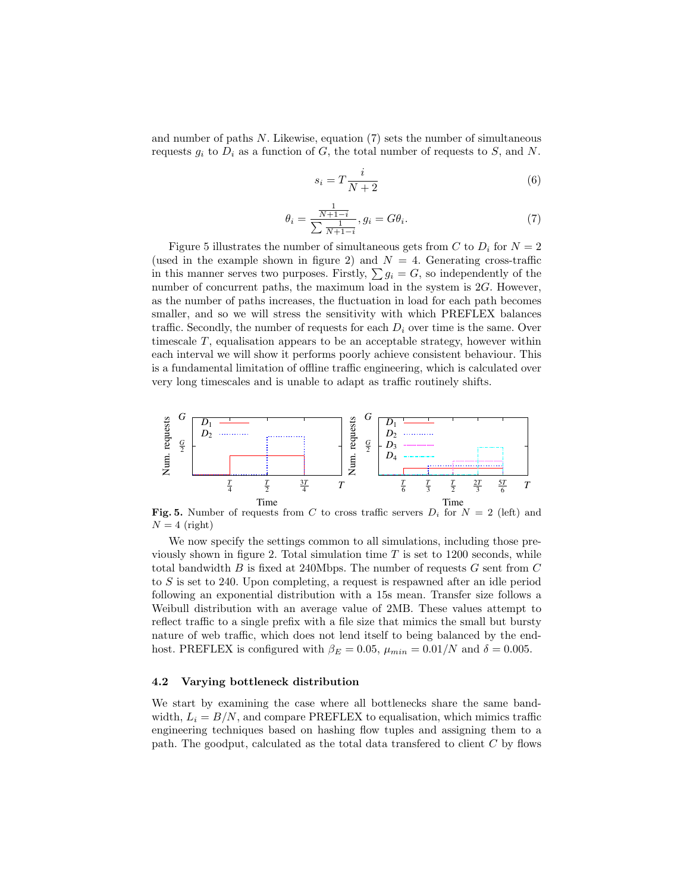and number of paths $N$. Likewise, equation (7) sets the number of simultaneous requests $g_i$ to $D_i$ as a function of $G$, the total number of requests to $S$, and $N$.

$$s_i = T\frac{i}{N+2} \tag{6}$$

$$\theta_i = \frac{\frac{1}{N+1-i}}{\sum \frac{1}{N+1-i}}, g_i = G\theta_i. \tag{7}$$

Figure 5 illustrates the number of simultaneous gets from $C$ to $D_i$ for $N = 2$ (used in the example shown in figure 2) and $N = 4$. Generating cross-traffic in this manner serves two purposes. Firstly, $\sum g_i = G$, so independently of the number of concurrent paths, the maximum load in the system is $2G$. However, as the number of paths increases, the fluctuation in load for each path becomes smaller, and so we will stress the sensitivity with which PREFLEX balances traffic. Secondly, the number of requests for each $D_i$ over time is the same. Over timescale $T$, equalisation appears to be an acceptable strategy, however within each interval we will show it performs poorly achieve consistent behaviour. This is a fundamental limitation of offline traffic engineering, which is calculated over very long timescales and is unable to adapt as traffic routinely shifts.

**Fig. 5.** Number of requests from $C$ to cross traffic servers $D_i$ for $N = 2$ (left) and $N = 4$ (right)

We now specify the settings common to all simulations, including those previously shown in figure 2. Total simulation time $T$ is set to 1200 seconds, while total bandwidth $B$ is fixed at 240Mbps. The number of requests $G$ sent from $C$ to $S$ is set to 240. Upon completing, a request is respawned after an idle period following an exponential distribution with a 15s mean. Transfer size follows a Weibull distribution with an average value of 2MB. These values attempt to reflect traffic to a single prefix with a file size that mimics the small but bursty nature of web traffic, which does not lend itself to being balanced by the end-host. PREFLEX is configured with $\beta_E = 0.05$, $\mu_{min} = 0.01/N$ and $\delta = 0.005$.

### 4.2 Varying bottleneck distribution

We start by examining the case where all bottlenecks share the same bandwidth, $L_i = B/N$, and compare PREFLEX to equalisation, which mimics traffic engineering techniques based on hashing flow tuples and assigning them to a path. The goodput, calculated as the total data transfered to client $C$ by flows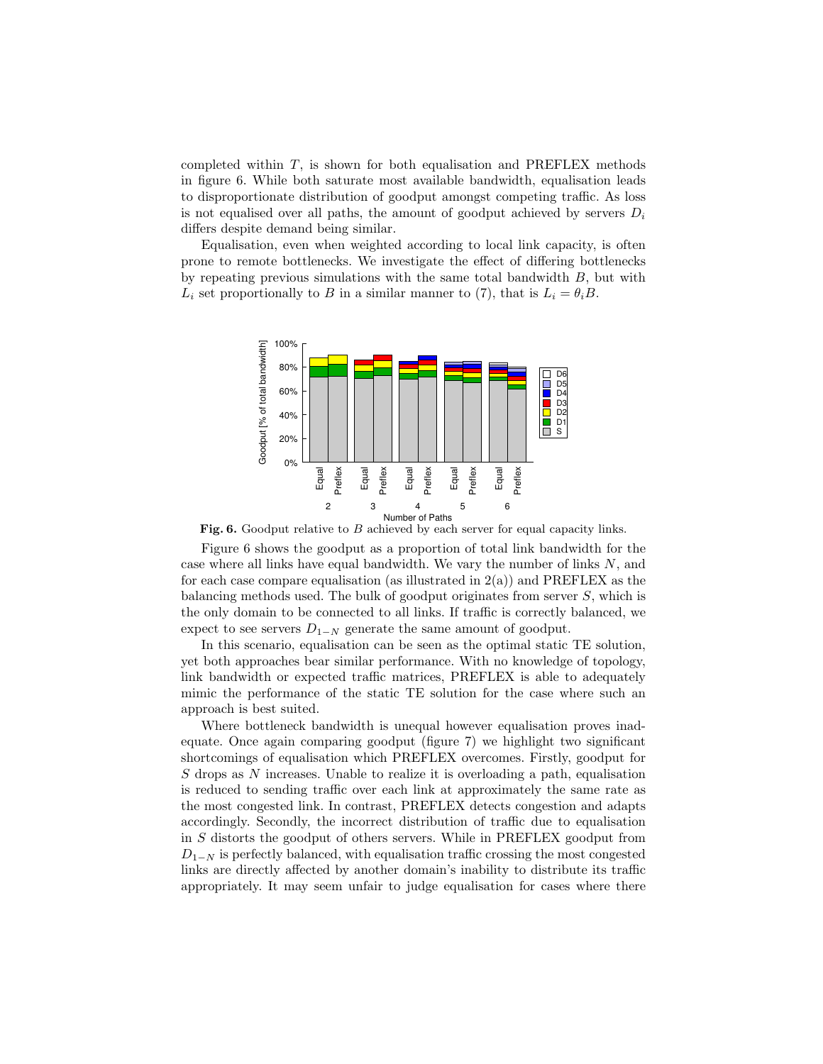completed within $T$, is shown for both equalisation and PREFLEX methods in figure 6. While both saturate most available bandwidth, equalisation leads to disproportionate distribution of goodput amongst competing traffic. As loss is not equalised over all paths, the amount of goodput achieved by servers $D_i$ differs despite demand being similar.

Equalisation, even when weighted according to local link capacity, is often prone to remote bottlenecks. We investigate the effect of differing bottlenecks by repeating previous simulations with the same total bandwidth $B$, but with $L_i$ set proportionally to $B$ in a similar manner to (7), that is $L_i = \theta_i B$.

**Fig. 6.** Goodput relative to $B$ achieved by each server for equal capacity links.

Figure 6 shows the goodput as a proportion of total link bandwidth for the case where all links have equal bandwidth. We vary the number of links $N$, and for each case compare equalisation (as illustrated in 2(a)) and PREFLEX as the balancing methods used. The bulk of goodput originates from server $S$, which is the only domain to be connected to all links. If traffic is correctly balanced, we expect to see servers $D_{1-N}$ generate the same amount of goodput.

In this scenario, equalisation can be seen as the optimal static TE solution, yet both approaches bear similar performance. With no knowledge of topology, link bandwidth or expected traffic matrices, PREFLEX is able to adequately mimic the performance of the static TE solution for the case where such an approach is best suited.

Where bottleneck bandwidth is unequal however equalisation proves inadequate. Once again comparing goodput (figure 7) we highlight two significant shortcomings of equalisation which PREFLEX overcomes. Firstly, goodput for $S$ drops as $N$ increases. Unable to realize it is overloading a path, equalisation is reduced to sending traffic over each link at approximately the same rate as the most congested link. In contrast, PREFLEX detects congestion and adapts accordingly. Secondly, the incorrect distribution of traffic due to equalisation in $S$ distorts the goodput of others servers. While in PREFLEX goodput from $D_{1-N}$ is perfectly balanced, with equalisation traffic crossing the most congested links are directly affected by another domain's inability to distribute its traffic appropriately. It may seem unfair to judge equalisation for cases where there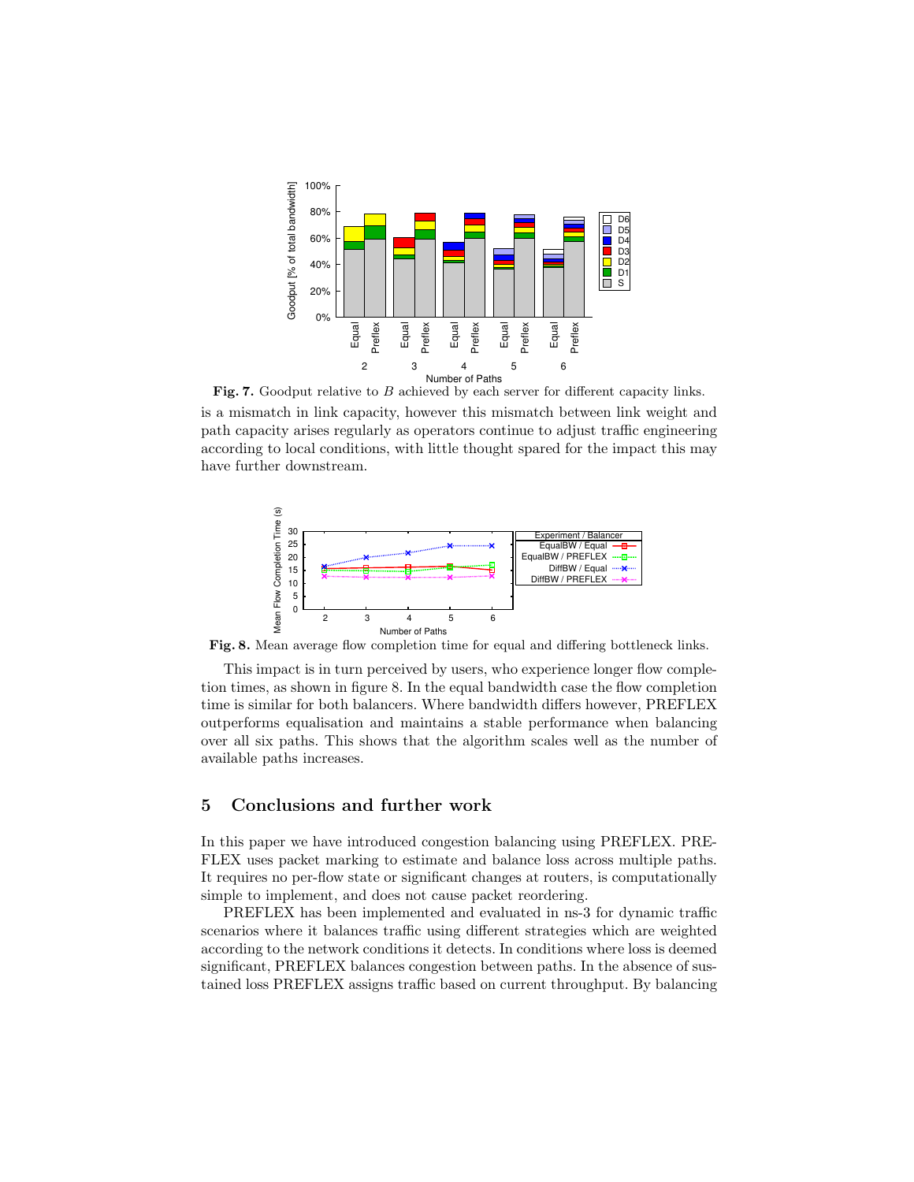**Fig. 7.** Goodput relative to $B$ achieved by each server for different capacity links.

is a mismatch in link capacity, however this mismatch between link weight and path capacity arises regularly as operators continue to adjust traffic engineering according to local conditions, with little thought spared for the impact this may have further downstream.

**Fig. 8.** Mean average flow completion time for equal and differing bottleneck links.

This impact is in turn perceived by users, who experience longer flow completion times, as shown in figure 8. In the equal bandwidth case the flow completion time is similar for both balancers. Where bandwidth differs however, PREFLEX outperforms equalisation and maintains a stable performance when balancing over all six paths. This shows that the algorithm scales well as the number of available paths increases.

## 5 Conclusions and further work

In this paper we have introduced congestion balancing using PREFLEX. PREFLEX uses packet marking to estimate and balance loss across multiple paths. It requires no per-flow state or significant changes at routers, is computationally simple to implement, and does not cause packet reordering.

PREFLEX has been implemented and evaluated in ns-3 for dynamic traffic scenarios where it balances traffic using different strategies which are weighted according to the network conditions it detects. In conditions where loss is deemed significant, PREFLEX balances congestion between paths. In the absence of sustained loss PREFLEX assigns traffic based on current throughput. By balancing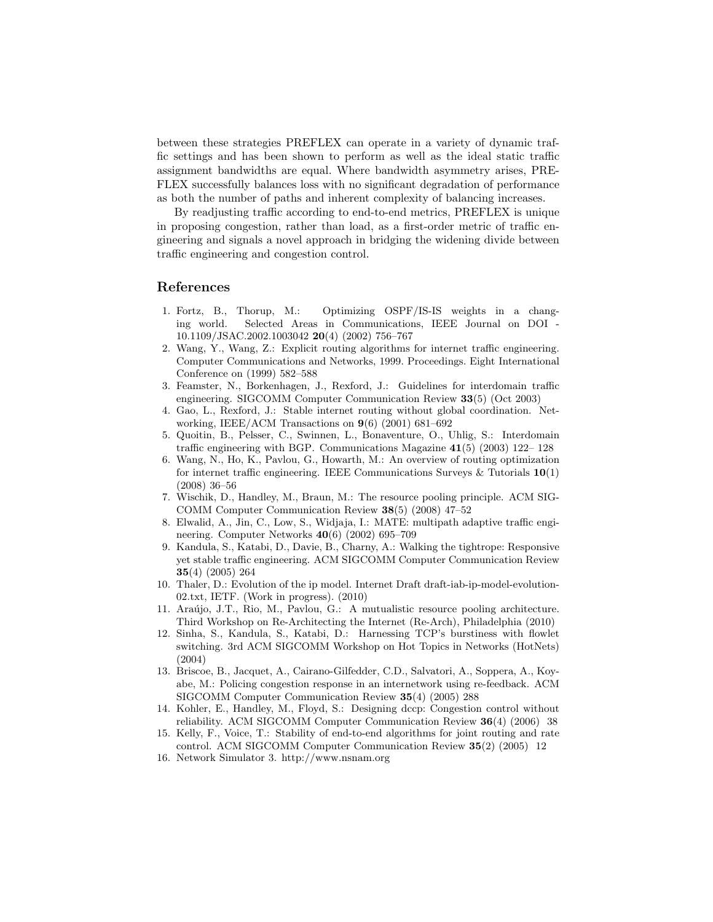between these strategies PREFLEX can operate in a variety of dynamic traffic settings and has been shown to perform as well as the ideal static traffic assignment bandwidths are equal. Where bandwidth asymmetry arises, PREFLEX successfully balances loss with no significant degradation of performance as both the number of paths and inherent complexity of balancing increases.

By readjusting traffic according to end-to-end metrics, PREFLEX is unique in proposing congestion, rather than load, as a first-order metric of traffic engineering and signals a novel approach in bridging the widening divide between traffic engineering and congestion control.

## References

1. Fortz, B., Thorup, M.: Optimizing OSPF/IS-IS weights in a changing world. Selected Areas in Communications, IEEE Journal on DOI - 10.1109/JSAC.2002.1003042 **20**(4) (2002) 756–767
2. Wang, Y., Wang, Z.: Explicit routing algorithms for internet traffic engineering. Computer Communications and Networks, 1999. Proceedings. Eight International Conference on (1999) 582–588
3. Feamster, N., Borkenhagen, J., Rexford, J.: Guidelines for interdomain traffic engineering. SIGCOMM Computer Communication Review **33**(5) (Oct 2003)
4. Gao, L., Rexford, J.: Stable internet routing without global coordination. Networking, IEEE/ACM Transactions on **9**(6) (2001) 681–692
5. Quoitin, B., Pelsser, C., Swinnen, L., Bonaventure, O., Uhlig, S.: Interdomain traffic engineering with BGP. Communications Magazine **41**(5) (2003) 122– 128
6. Wang, N., Ho, K., Pavlou, G., Howarth, M.: An overview of routing optimization for internet traffic engineering. IEEE Communications Surveys & Tutorials **10**(1) (2008) 36–56
7. Wischik, D., Handley, M., Braun, M.: The resource pooling principle. ACM SIGCOMM Computer Communication Review **38**(5) (2008) 47–52
8. Elwalid, A., Jin, C., Low, S., Widjaja, I.: MATE: multipath adaptive traffic engineering. Computer Networks **40**(6) (2002) 695–709
9. Kandula, S., Katabi, D., Davie, B., Charny, A.: Walking the tightrope: Responsive yet stable traffic engineering. ACM SIGCOMM Computer Communication Review **35**(4) (2005) 264
10. Thaler, D.: Evolution of the ip model. Internet Draft draft-iab-ip-model-evolution-02.txt, IETF. (Work in progress). (2010)
11. Araújo, J.T., Rio, M., Pavlou, G.: A mutualistic resource pooling architecture. Third Workshop on Re-Architecting the Internet (Re-Arch), Philadelphia (2010)
12. Sinha, S., Kandula, S., Katabi, D.: Harnessing TCP's burstiness with flowlet switching. 3rd ACM SIGCOMM Workshop on Hot Topics in Networks (HotNets) (2004)
13. Briscoe, B., Jacquet, A., Cairano-Gilfedder, C.D., Salvatori, A., Soppera, A., Koyabe, M.: Policing congestion response in an internetwork using re-feedback. ACM SIGCOMM Computer Communication Review **35**(4) (2005) 288
14. Kohler, E., Handley, M., Floyd, S.: Designing dccp: Congestion control without reliability. ACM SIGCOMM Computer Communication Review **36**(4) (2006) 38
15. Kelly, F., Voice, T.: Stability of end-to-end algorithms for joint routing and rate control. ACM SIGCOMM Computer Communication Review **35**(2) (2005) 12
16. Network Simulator 3. http://www.nsnam.org